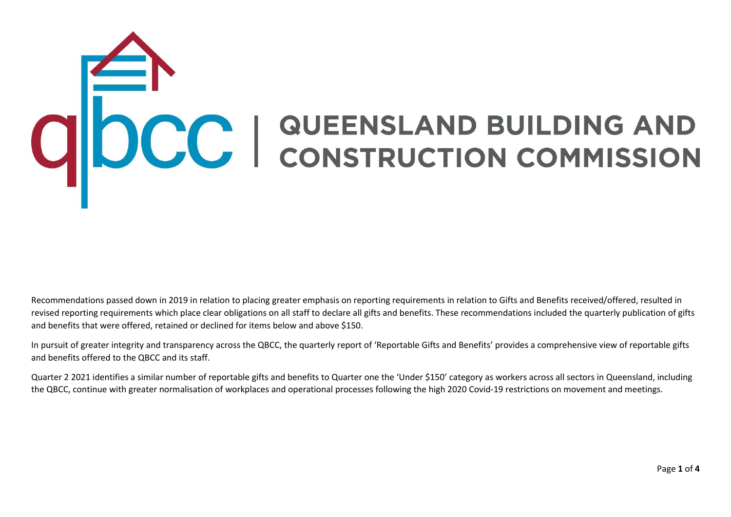# QUEENSLAND BUILDING AND CONSTRUCTION COMMISSION

Recommendations passed down in 2019 in relation to placing greater emphasis on reporting requirements in relation to Gifts and Benefits received/offered, resulted in revised reporting requirements which place clear obligations on all staff to declare all gifts and benefits. These recommendations included the quarterly publication of gifts and benefits that were offered, retained or declined for items below and above $150.

In pursuit of greater integrity and transparency across the QBCC, the quarterly report of 'Reportable Gifts and Benefits' provides a comprehensive view of reportable gifts and benefits offered to the QBCC and its staff.

Quarter 2 2021 identifies a similar number of reportable gifts and benefits to Quarter one the 'Under $150' category as workers across all sectors in Queensland, including the QBCC, continue with greater normalisation of workplaces and operational processes following the high 2020 Covid-19 restrictions on movement and meetings.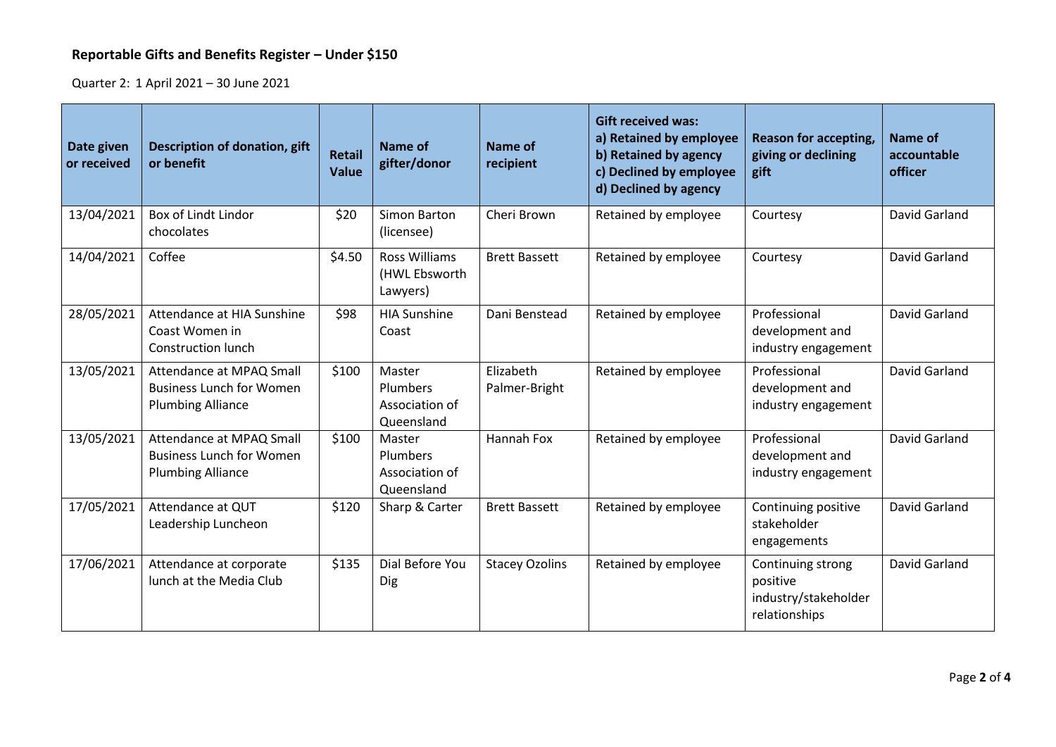# Reportable Gifts and Benefits Register – Under $150

Quarter 2: 1 April 2021 – 30 June 2021

| Date given or received | Description of donation, gift or benefit | Retail Value | Name of gifter/donor | Name of recipient | Gift received was: a) Retained by employee b) Retained by agency c) Declined by employee d) Declined by agency | Reason for accepting, giving or declining gift | Name of accountable officer |
|---|---|---|---|---|---|---|---|
| 13/04/2021 | Box of Lindt Lindor chocolates | $20 | Simon Barton (licensee) | Cheri Brown | Retained by employee | Courtesy | David Garland |
| 14/04/2021 | Coffee | $4.50 | Ross Williams (HWL Ebsworth Lawyers) | Brett Bassett | Retained by employee | Courtesy | David Garland |
| 28/05/2021 | Attendance at HIA Sunshine Coast Women in Construction lunch | $98 | HIA Sunshine Coast | Dani Benstead | Retained by employee | Professional development and industry engagement | David Garland |
| 13/05/2021 | Attendance at MPAQ Small Business Lunch for Women Plumbing Alliance | $100 | Master Plumbers Association of Queensland | Elizabeth Palmer-Bright | Retained by employee | Professional development and industry engagement | David Garland |
| 13/05/2021 | Attendance at MPAQ Small Business Lunch for Women Plumbing Alliance | $100 | Master Plumbers Association of Queensland | Hannah Fox | Retained by employee | Professional development and industry engagement | David Garland |
| 17/05/2021 | Attendance at QUT Leadership Luncheon | $120 | Sharp & Carter | Brett Bassett | Retained by employee | Continuing positive stakeholder engagements | David Garland |
| 17/06/2021 | Attendance at corporate lunch at the Media Club | $135 | Dial Before You Dig | Stacey Ozolins | Retained by employee | Continuing strong positive industry/stakeholder relationships | David Garland |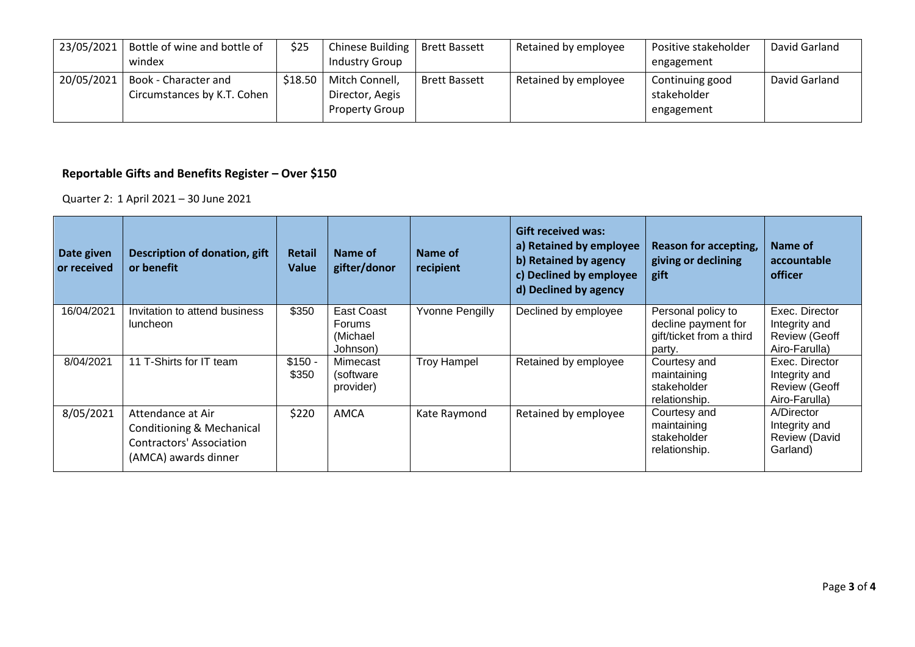| | | | | | | | |
|---|---|---|---|---|---|---|---|
| 23/05/2021 | Bottle of wine and bottle of windex | $25 | Chinese Building Industry Group | Brett Bassett | Retained by employee | Positive stakeholder engagement | David Garland |
| 20/05/2021 | Book - Character and Circumstances by K.T. Cohen | $18.50 | Mitch Connell, Director, Aegis Property Group | Brett Bassett | Retained by employee | Continuing good stakeholder engagement | David Garland |

## Reportable Gifts and Benefits Register – Over $150

Quarter 2: 1 April 2021 – 30 June 2021

| Date given or received | Description of donation, gift or benefit | Retail Value | Name of gifter/donor | Name of recipient | Gift received was: a) Retained by employee b) Retained by agency c) Declined by employee d) Declined by agency | Reason for accepting, giving or declining gift | Name of accountable officer |
|---|---|---|---|---|---|---|---|
| 16/04/2021 | Invitation to attend business luncheon | $350 | East Coast Forums (Michael Johnson) | Yvonne Pengilly | Declined by employee | Personal policy to decline payment for gift/ticket from a third party. | Exec. Director Integrity and Review (Geoff Airo-Farulla) |
| 8/04/2021 | 11 T-Shirts for IT team | $150 - $350 | Mimecast (software provider) | Troy Hampel | Retained by employee | Courtesy and maintaining stakeholder relationship. | Exec. Director Integrity and Review (Geoff Airo-Farulla) |
| 8/05/2021 | Attendance at Air Conditioning & Mechanical Contractors' Association (AMCA) awards dinner | $220 | AMCA | Kate Raymond | Retained by employee | Courtesy and maintaining stakeholder relationship. | A/Director Integrity and Review (David Garland) |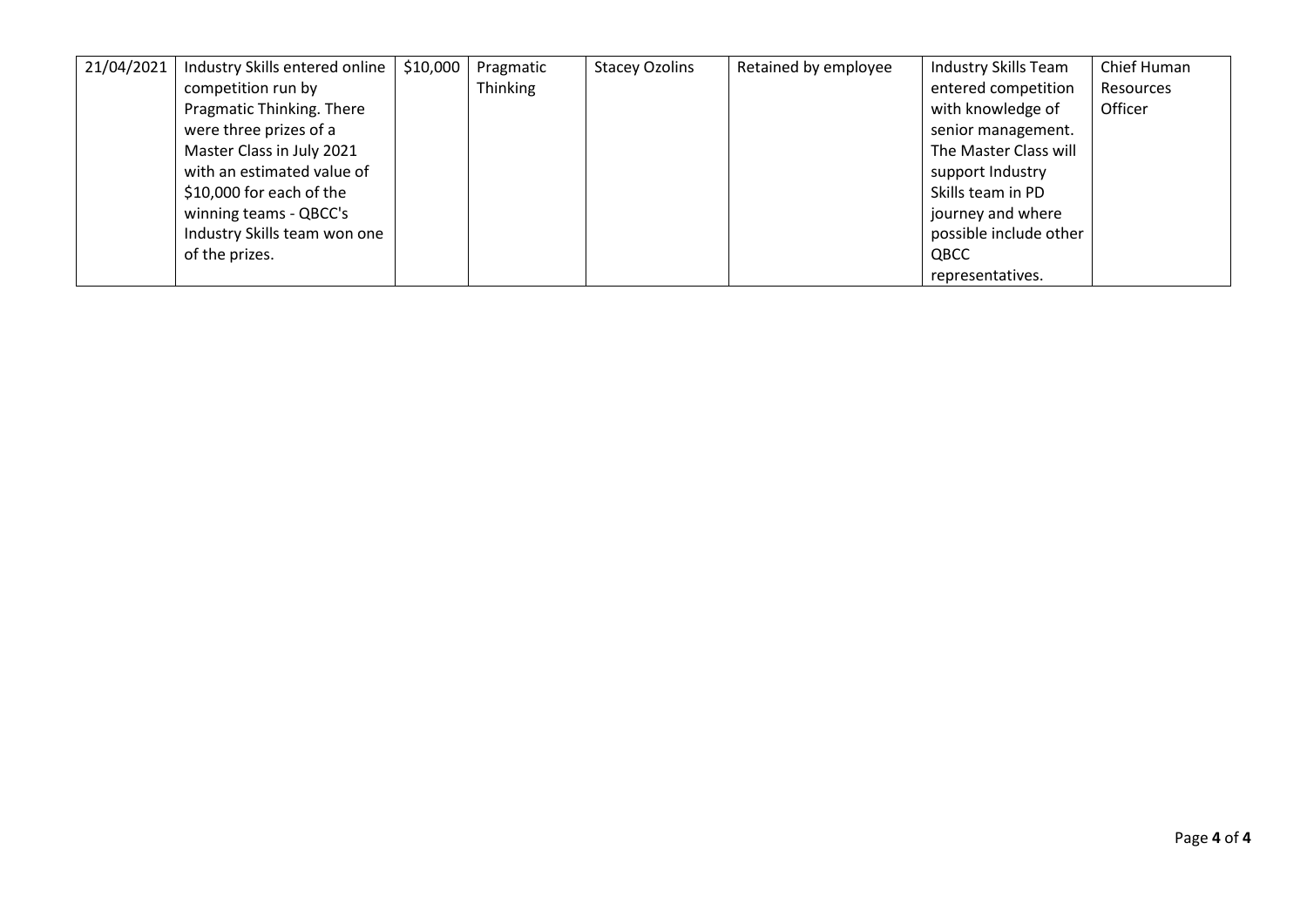| | | | | | | | |
|---|---|---|---|---|---|---|---|
| 21/04/2021 | Industry Skills entered online competition run by Pragmatic Thinking. There were three prizes of a Master Class in July 2021 with an estimated value of $10,000 for each of the winning teams - QBCC's Industry Skills team won one of the prizes. | $10,000 | Pragmatic Thinking | Stacey Ozolins | Retained by employee | Industry Skills Team entered competition with knowledge of senior management. The Master Class will support Industry Skills team in PD journey and where possible include other QBCC representatives. | Chief Human Resources Officer |